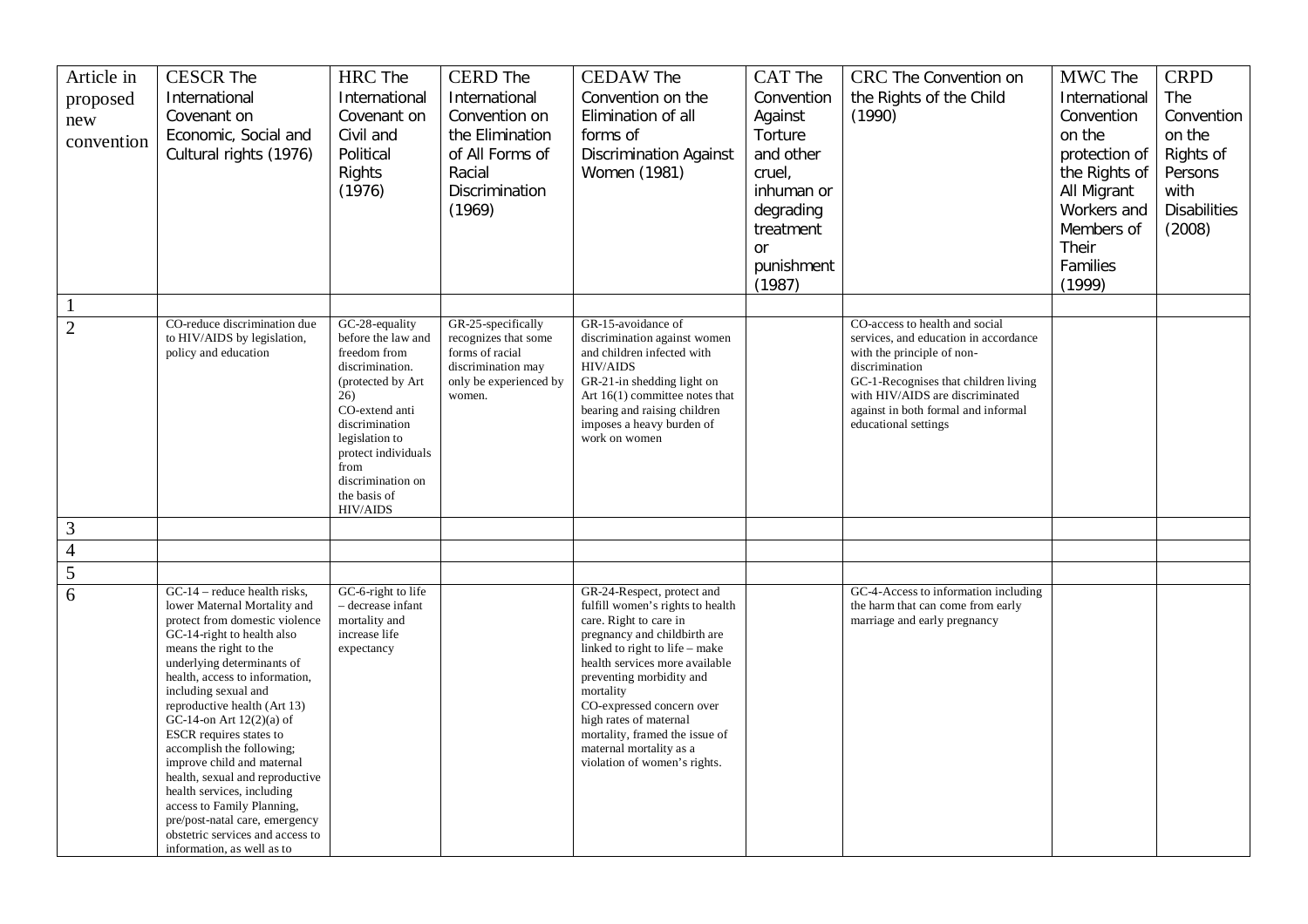| Article in proposed new convention | CESCR The International Covenant on Economic, Social and Cultural rights (1976) | HRC The International Covenant on Civil and Political Rights (1976) | CERD The International Convention on the Elimination of All Forms of Racial Discrimination (1969) | CEDAW The Convention on the Elimination of all forms of Discrimination Against Women (1981) | CAT The Convention Against Torture and other cruel, inhuman or degrading treatment or punishment (1987) | CRC The Convention on the Rights of the Child (1990) | MWC The International Convention on the protection of the Rights of All Migrant Workers and Members of Their Families (1999) | CRPD The Convention on the Rights of Persons with Disabilities (2008) |
|---|---|---|---|---|---|---|---|---|
| 1 | | | | | | | | |
| 2 | CO-reduce discrimination due to HIV/AIDS by legislation, policy and education | GC-28-equality before the law and freedom from discrimination. (protected by Art 26)<br>CO-extend anti discrimination legislation to protect individuals from discrimination on the basis of HIV/AIDS | GR-25-specifically recognizes that some forms of racial discrimination may only be experienced by women. | GR-15-avoidance of discrimination against women and children infected with HIV/AIDS<br>GR-21-in shedding light on Art 16(1) committee notes that bearing and raising children imposes a heavy burden of work on women | | CO-access to health and social services, and education in accordance with the principle of non-discrimination<br>GC-1-Recognises that children living with HIV/AIDS are discriminated against in both formal and informal educational settings | | |
| 3 | | | | | | | | |
| 4 | | | | | | | | |
| 5 | | | | | | | | |
| 6 | GC-14 – reduce health risks, lower Maternal Mortality and protect from domestic violence<br>GC-14-right to health also means the right to the underlying determinants of health, access to information, including sexual and reproductive health (Art 13)<br>GC-14-on Art 12(2)(a) of ESCR requires states to accomplish the following; improve child and maternal health, sexual and reproductive health services, including access to Family Planning, pre/post-natal care, emergency obstetric services and access to information, as well as to | GC-6-right to life – decrease infant mortality and increase life expectancy | | GR-24-Respect, protect and fulfill women's rights to health care. Right to care in pregnancy and childbirth are linked to right to life – make health services more available preventing morbidity and mortality<br>CO-expressed concern over high rates of maternal mortality, framed the issue of maternal mortality as a violation of women's rights. | | GC-4-Access to information including the harm that can come from early marriage and early pregnancy | | |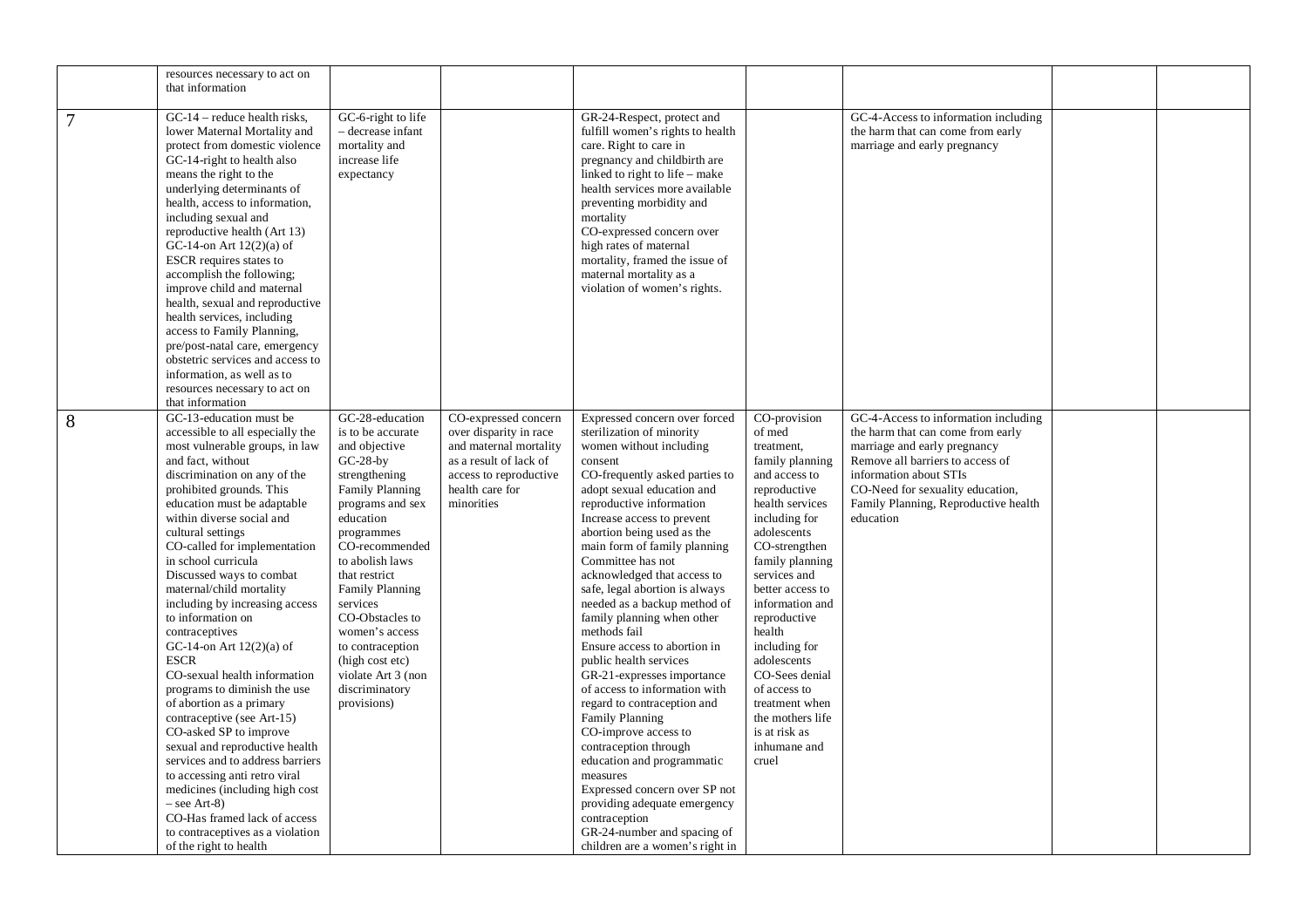|  |  |  |  |  |  |  |  |  |
|---|---|---|---|---|---|---|---|---|
|  | resources necessary to act on that information |  |  |  |  |  |  |  |
| 7 | GC-14 – reduce health risks, lower Maternal Mortality and protect from domestic violence<br>GC-14-right to health also means the right to the underlying determinants of health, access to information, including sexual and reproductive health (Art 13)<br>GC-14-on Art 12(2)(a) of ESCR requires states to accomplish the following; improve child and maternal health, sexual and reproductive health services, including access to Family Planning, pre/post-natal care, emergency obstetric services and access to information, as well as to resources necessary to act on that information | GC-6-right to life – decrease infant mortality and increase life expectancy |  | GR-24-Respect, protect and fulfill women's rights to health care. Right to care in pregnancy and childbirth are linked to right to life – make health services more available preventing morbidity and mortality<br>CO-expressed concern over high rates of maternal mortality, framed the issue of maternal mortality as a violation of women's rights. |  | GC-4-Access to information including the harm that can come from early marriage and early pregnancy |  |  |
| 8 | GC-13-education must be accessible to all especially the most vulnerable groups, in law and fact, without discrimination on any of the prohibited grounds. This education must be adaptable within diverse social and cultural settings<br>CO-called for implementation in school curricula<br>Discussed ways to combat maternal/child mortality including by increasing access to information on contraceptives<br>GC-14-on Art 12(2)(a) of ESCR<br>CO-sexual health information programs to diminish the use of abortion as a primary contraceptive (see Art-15)<br>CO-asked SP to improve sexual and reproductive health services and to address barriers to accessing anti retro viral medicines (including high cost – see Art-8)<br>CO-Has framed lack of access to contraceptives as a violation of the right to health | GC-28-education is to be accurate and objective<br>GC-28-by strengthening Family Planning programs and sex education programmes<br>CO-recommended to abolish laws that restrict Family Planning services<br>CO-Obstacles to women's access to contraception (high cost etc) violate Art 3 (non discriminatory provisions) | CO-expressed concern over disparity in race and maternal mortality as a result of lack of access to reproductive health care for minorities | Expressed concern over forced sterilization of minority women without including consent<br>CO-frequently asked parties to adopt sexual education and reproductive information<br>Increase access to prevent abortion being used as the main form of family planning<br>Committee has not acknowledged that access to safe, legal abortion is always needed as a backup method of family planning when other methods fail<br>Ensure access to abortion in public health services<br>GR-21-expresses importance of access to information with regard to contraception and Family Planning<br>CO-improve access to contraception through education and programmatic measures<br>Expressed concern over SP not providing adequate emergency contraception<br>GR-24-number and spacing of children are a women's right in | CO-provision of med treatment, family planning and access to reproductive health services including for adolescents<br>CO-strengthen family planning services and better access to information and reproductive health including for adolescents<br>CO-Sees denial of access to treatment when the mothers life is at risk as inhumane and cruel | GC-4-Access to information including the harm that can come from early marriage and early pregnancy<br>Remove all barriers to access of information about STIs<br>CO-Need for sexuality education, Family Planning, Reproductive health education |  |  |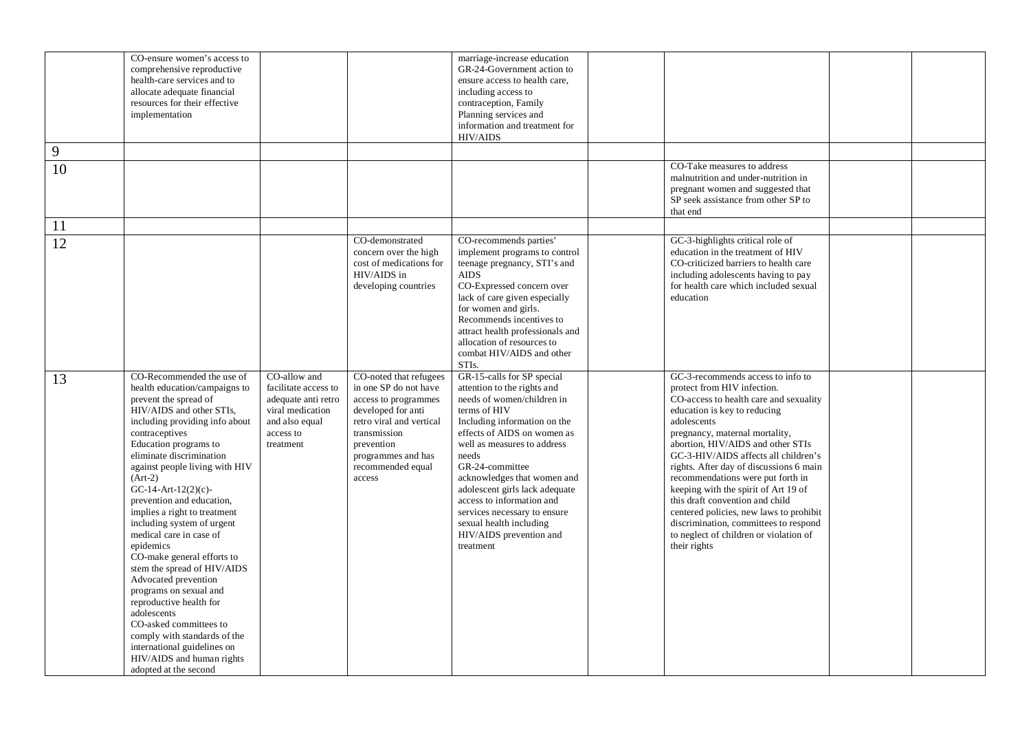| | | | | | | | | |
|---|---|---|---|---|---|---|---|---|
| | CO-ensure women's access to comprehensive reproductive health-care services and to allocate adequate financial resources for their effective implementation | | | marriage-increase education<br>GR-24-Government action to ensure access to health care, including access to contraception, Family Planning services and information and treatment for HIV/AIDS | | | | |
| 9 | | | | | | | | |
| 10 | | | | | | CO-Take measures to address malnutrition and under-nutrition in pregnant women and suggested that SP seek assistance from other SP to that end | | |
| 11 | | | | | | | | |
| 12 | | | CO-demonstrated concern over the high cost of medications for HIV/AIDS in developing countries | CO-recommends parties' implement programs to control teenage pregnancy, STI's and AIDS<br>CO-Expressed concern over lack of care given especially for women and girls. Recommends incentives to attract health professionals and allocation of resources to combat HIV/AIDS and other STIs. | | GC-3-highlights critical role of education in the treatment of HIV<br>CO-criticized barriers to health care including adolescents having to pay for health care which included sexual education | | |
| 13 | CO-Recommended the use of health education/campaigns to prevent the spread of HIV/AIDS and other STIs, including providing info about contraceptives<br>Education programs to eliminate discrimination against people living with HIV (Art-2)<br>GC-14-Art-12(2)(c)-prevention and education, implies a right to treatment including system of urgent medical care in case of epidemics<br>CO-make general efforts to stem the spread of HIV/AIDS<br>Advocated prevention programs on sexual and reproductive health for adolescents<br>CO-asked committees to comply with standards of the international guidelines on HIV/AIDS and human rights adopted at the second | CO-allow and facilitate access to adequate anti retro viral medication and also equal access to treatment | CO-noted that refugees in one SP do not have access to programmes developed for anti retro viral and vertical transmission prevention programmes and has recommended equal access | GR-15-calls for SP special attention to the rights and needs of women/children in terms of HIV<br>Including information on the effects of AIDS on women as well as measures to address needs<br>GR-24-committee acknowledges that women and adolescent girls lack adequate access to information and services necessary to ensure sexual health including HIV/AIDS prevention and treatment | | GC-3-recommends access to info to protect from HIV infection.<br>CO-access to health care and sexuality education is key to reducing adolescents pregnancy, maternal mortality, abortion, HIV/AIDS and other STIs<br>GC-3-HIV/AIDS affects all children's rights. After day of discussions 6 main recommendations were put forth in keeping with the spirit of Art 19 of this draft convention and child centered policies, new laws to prohibit discrimination, committees to respond to neglect of children or violation of their rights | | |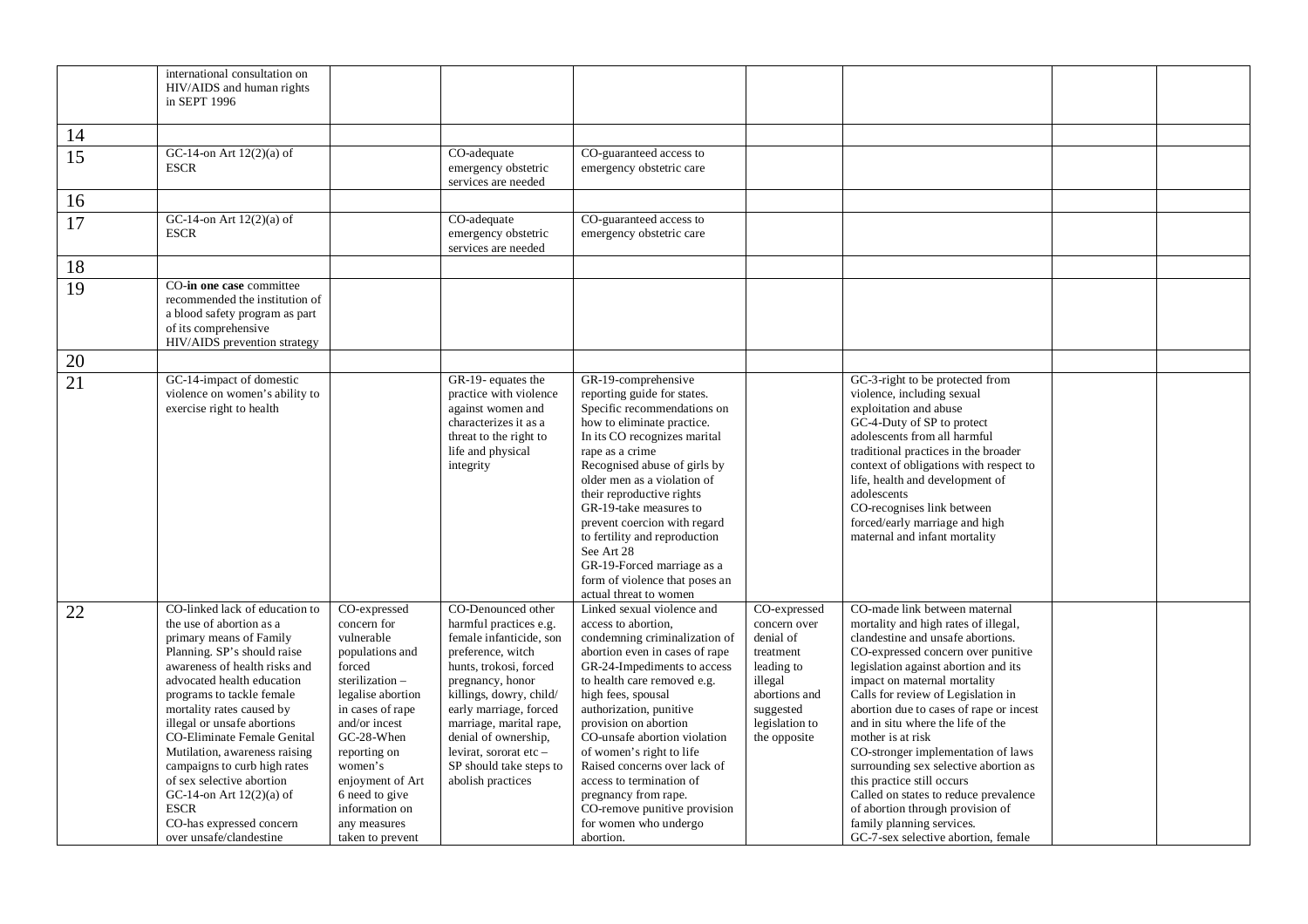| | | | | | | | | |
|---|---|---|---|---|---|---|---|---|
| | international consultation on HIV/AIDS and human rights in SEPT 1996 | | | | | | | |
| 14 | | | | | | | | |
| 15 | GC-14-on Art 12(2)(a) of ESCR | | CO-adequate emergency obstetric services are needed | CO-guaranteed access to emergency obstetric care | | | | |
| 16 | | | | | | | | |
| 17 | GC-14-on Art 12(2)(a) of ESCR | | CO-adequate emergency obstetric services are needed | CO-guaranteed access to emergency obstetric care | | | | |
| 18 | | | | | | | | |
| 19 | CO-**in one case** committee recommended the institution of a blood safety program as part of its comprehensive HIV/AIDS prevention strategy | | | | | | | |
| 20 | | | | | | | | |
| 21 | GC-14-impact of domestic violence on women's ability to exercise right to health | | GR-19- equates the practice with violence against women and characterizes it as a threat to the right to life and physical integrity | GR-19-comprehensive reporting guide for states. Specific recommendations on how to eliminate practice. In its CO recognizes marital rape as a crime Recognised abuse of girls by older men as a violation of their reproductive rights GR-19-take measures to prevent coercion with regard to fertility and reproduction See Art 28 GR-19-Forced marriage as a form of violence that poses an actual threat to women | | GC-3-right to be protected from violence, including sexual exploitation and abuse GC-4-Duty of SP to protect adolescents from all harmful traditional practices in the broader context of obligations with respect to life, health and development of adolescents CO-recognises link between forced/early marriage and high maternal and infant mortality | | |
| 22 | CO-linked lack of education to the use of abortion as a primary means of Family Planning. SP's should raise awareness of health risks and advocated health education programs to tackle female mortality rates caused by illegal or unsafe abortions CO-Eliminate Female Genital Mutilation, awareness raising campaigns to curb high rates of sex selective abortion GC-14-on Art 12(2)(a) of ESCR CO-has expressed concern over unsafe/clandestine | CO-expressed concern for vulnerable populations and forced sterilization – legalise abortion in cases of rape and/or incest GC-28-When reporting on women's enjoyment of Art 6 need to give information on any measures taken to prevent | CO-Denounced other harmful practices e.g. female infanticide, son preference, witch hunts, trokosi, forced pregnancy, honor killings, dowry, child/ early marriage, forced marriage, marital rape, denial of ownership, levirat, sororat etc – SP should take steps to abolish practices | Linked sexual violence and access to abortion, condemning criminalization of abortion even in cases of rape GR-24-Impediments to access to health care removed e.g. high fees, spousal authorization, punitive provision on abortion CO-unsafe abortion violation of women's right to life Raised concerns over lack of access to termination of pregnancy from rape. CO-remove punitive provision for women who undergo abortion. | CO-expressed concern over denial of treatment leading to illegal abortions and suggested legislation to the opposite | CO-made link between maternal mortality and high rates of illegal, clandestine and unsafe abortions. CO-expressed concern over punitive legislation against abortion and its impact on maternal mortality Calls for review of Legislation in abortion due to cases of rape or incest and in situ where the life of the mother is at risk CO-stronger implementation of laws surrounding sex selective abortion as this practice still occurs Called on states to reduce prevalence of abortion through provision of family planning services. GC-7-sex selective abortion, female | | |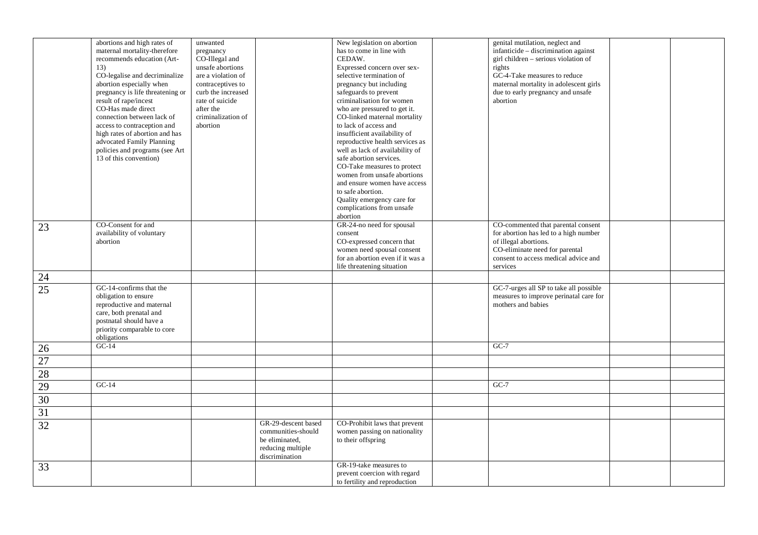| | | | | | | | | |
|---|---|---|---|---|---|---|---|---|
| | abortions and high rates of maternal mortality-therefore recommends education (Art-13)<br>CO-legalise and decriminalize abortion especially when pregnancy is life threatening or result of rape/incest<br>CO-Has made direct connection between lack of access to contraception and high rates of abortion and has advocated Family Planning policies and programs (see Art 13 of this convention) | unwanted pregnancy<br>CO-Illegal and unsafe abortions are a violation of contraceptives to curb the increased rate of suicide after the criminalization of abortion | | New legislation on abortion has to come in line with CEDAW.<br>Expressed concern over sex-selective termination of pregnancy but including safeguards to prevent criminalisation for women who are pressured to get it.<br>CO-linked maternal mortality to lack of access and insufficient availability of reproductive health services as well as lack of availability of safe abortion services.<br>CO-Take measures to protect women from unsafe abortions and ensure women have access to safe abortion.<br>Quality emergency care for complications from unsafe abortion | | genital mutilation, neglect and infanticide – discrimination against girl children – serious violation of rights<br>GC-4-Take measures to reduce maternal mortality in adolescent girls due to early pregnancy and unsafe abortion | | |
| 23 | CO-Consent for and availability of voluntary abortion | | | GR-24-no need for spousal consent<br>CO-expressed concern that women need spousal consent for an abortion even if it was a life threatening situation | | CO-commented that parental consent for abortion has led to a high number of illegal abortions.<br>CO-eliminate need for parental consent to access medical advice and services | | |
| 24 | | | | | | | | |
| 25 | GC-14-confirms that the obligation to ensure reproductive and maternal care, both prenatal and postnatal should have a priority comparable to core obligations | | | | | GC-7-urges all SP to take all possible measures to improve perinatal care for mothers and babies | | |
| 26 | GC-14 | | | | | GC-7 | | |
| 27 | | | | | | | | |
| 28 | | | | | | | | |
| 29 | GC-14 | | | | | GC-7 | | |
| 30 | | | | | | | | |
| 31 | | | | | | | | |
| 32 | | | GR-29-descent based communities-should be eliminated, reducing multiple discrimination | CO-Prohibit laws that prevent women passing on nationality to their offspring | | | | |
| 33 | | | | GR-19-take measures to prevent coercion with regard to fertility and reproduction | | | | |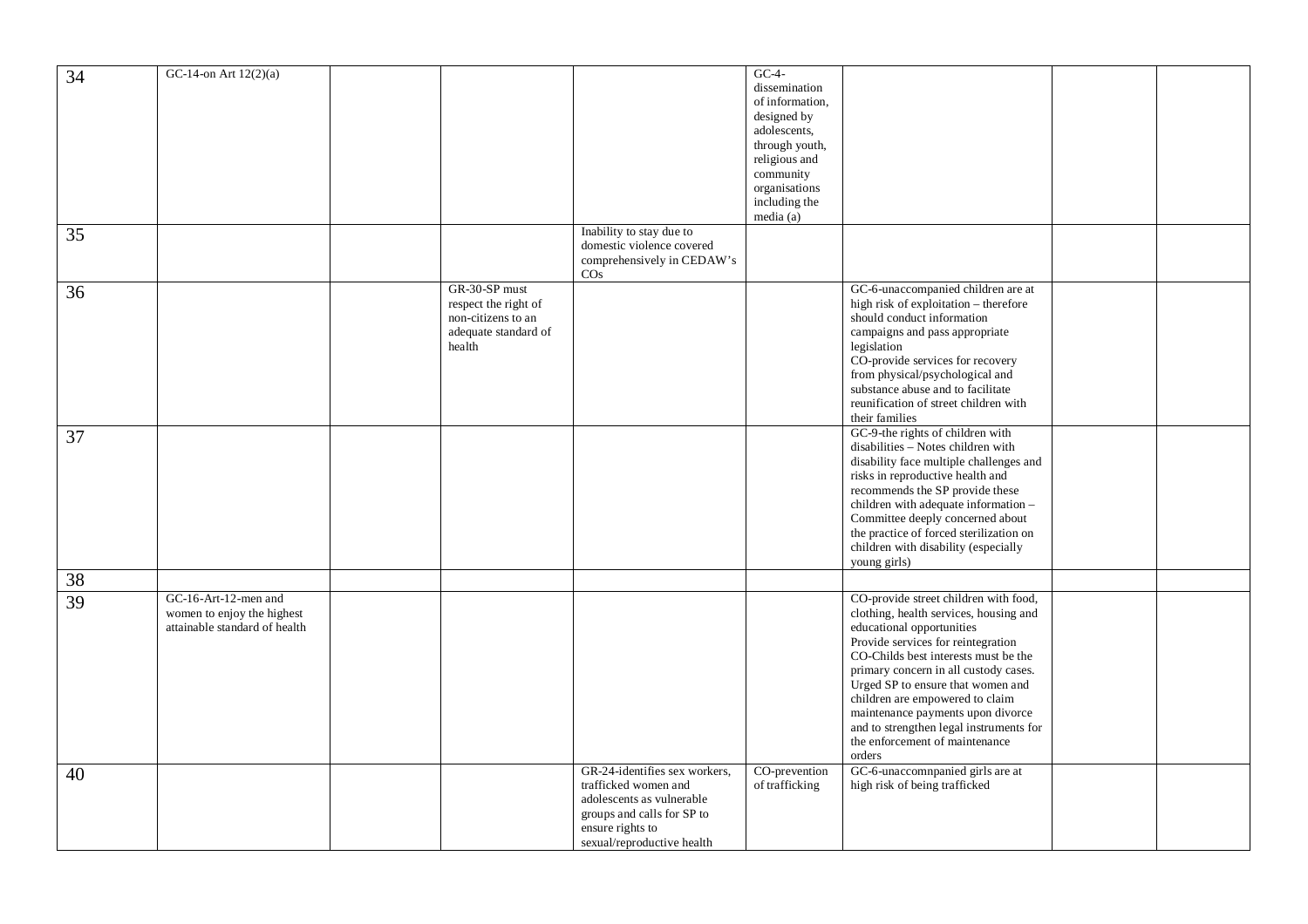| | | | | | | | | |
|---|---|---|---|---|---|---|---|---|
| 34 | GC-14-on Art 12(2)(a) | | | | GC-4-dissemination of information, designed by adolescents, through youth, religious and community organisations including the media (a) | | | |
| 35 | | | | Inability to stay due to domestic violence covered comprehensively in CEDAW's COs | | | | |
| 36 | | | GR-30-SP must respect the right of non-citizens to an adequate standard of health | | | GC-6-unaccompanied children are at high risk of exploitation – therefore should conduct information campaigns and pass appropriate legislation<br>CO-provide services for recovery from physical/psychological and substance abuse and to facilitate reunification of street children with their families | | |
| 37 | | | | | | GC-9-the rights of children with disabilities – Notes children with disability face multiple challenges and risks in reproductive health and recommends the SP provide these children with adequate information – Committee deeply concerned about the practice of forced sterilization on children with disability (especially young girls) | | |
| 38 | | | | | | | | |
| 39 | GC-16-Art-12-men and women to enjoy the highest attainable standard of health | | | | | CO-provide street children with food, clothing, health services, housing and educational opportunities<br>Provide services for reintegration<br>CO-Childs best interests must be the primary concern in all custody cases. Urged SP to ensure that women and children are empowered to claim maintenance payments upon divorce and to strengthen legal instruments for the enforcement of maintenance orders | | |
| 40 | | | | GR-24-identifies sex workers, trafficked women and adolescents as vulnerable groups and calls for SP to ensure rights to sexual/reproductive health | CO-prevention of trafficking | GC-6-unaccomnpanied girls are at high risk of being trafficked | | |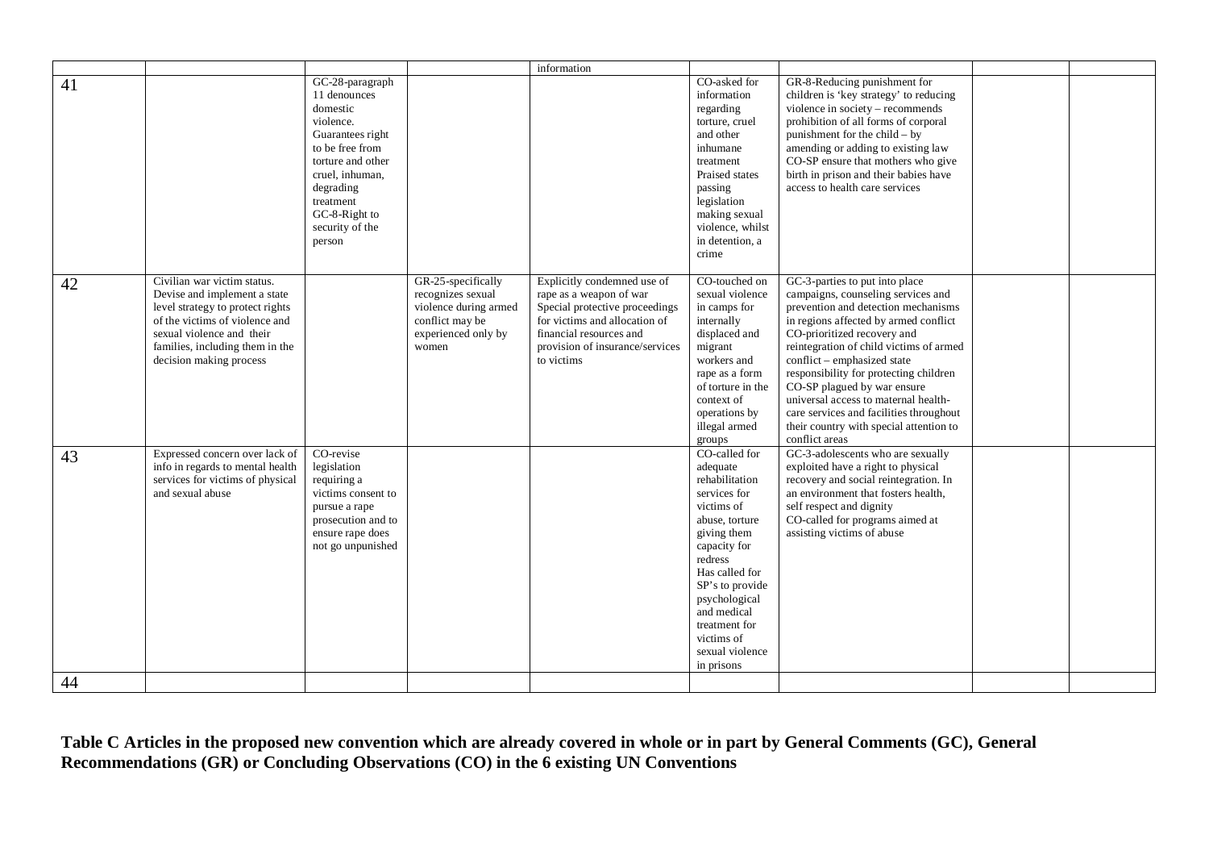| | | | | | | | | |
|---|---|---|---|---|---|---|---|---|
| | | | | information | | | | |
| 41 | | GC-28-paragraph 11 denounces domestic violence. Guarantees right to be free from torture and other cruel, inhuman, degrading treatment GC-8-Right to security of the person | | | CO-asked for information regarding torture, cruel and other inhumane treatment Praised states passing legislation making sexual violence, whilst in detention, a crime | GR-8-Reducing punishment for children is 'key strategy' to reducing violence in society – recommends prohibition of all forms of corporal punishment for the child – by amending or adding to existing law CO-SP ensure that mothers who give birth in prison and their babies have access to health care services | | |
| 42 | Civilian war victim status. Devise and implement a state level strategy to protect rights of the victims of violence and sexual violence and their families, including them in the decision making process | | GR-25-specifically recognizes sexual violence during armed conflict may be experienced only by women | Explicitly condemned use of rape as a weapon of war Special protective proceedings for victims and allocation of financial resources and provision of insurance/services to victims | CO-touched on sexual violence in camps for internally displaced and migrant workers and rape as a form of torture in the context of operations by illegal armed groups | GC-3-parties to put into place campaigns, counseling services and prevention and detection mechanisms in regions affected by armed conflict CO-prioritized recovery and reintegration of child victims of armed conflict – emphasized state responsibility for protecting children CO-SP plagued by war ensure universal access to maternal health-care services and facilities throughout their country with special attention to conflict areas | | |
| 43 | Expressed concern over lack of info in regards to mental health services for victims of physical and sexual abuse | CO-revise legislation requiring a victims consent to pursue a rape prosecution and to ensure rape does not go unpunished | | | CO-called for adequate rehabilitation services for victims of abuse, torture giving them capacity for redress Has called for SP's to provide psychological and medical treatment for victims of sexual violence in prisons | GC-3-adolescents who are sexually exploited have a right to physical recovery and social reintegration. In an environment that fosters health, self respect and dignity CO-called for programs aimed at assisting victims of abuse | | |
| 44 | | | | | | | | |

**Table C Articles in the proposed new convention which are already covered in whole or in part by General Comments (GC), General Recommendations (GR) or Concluding Observations (CO) in the 6 existing UN Conventions**